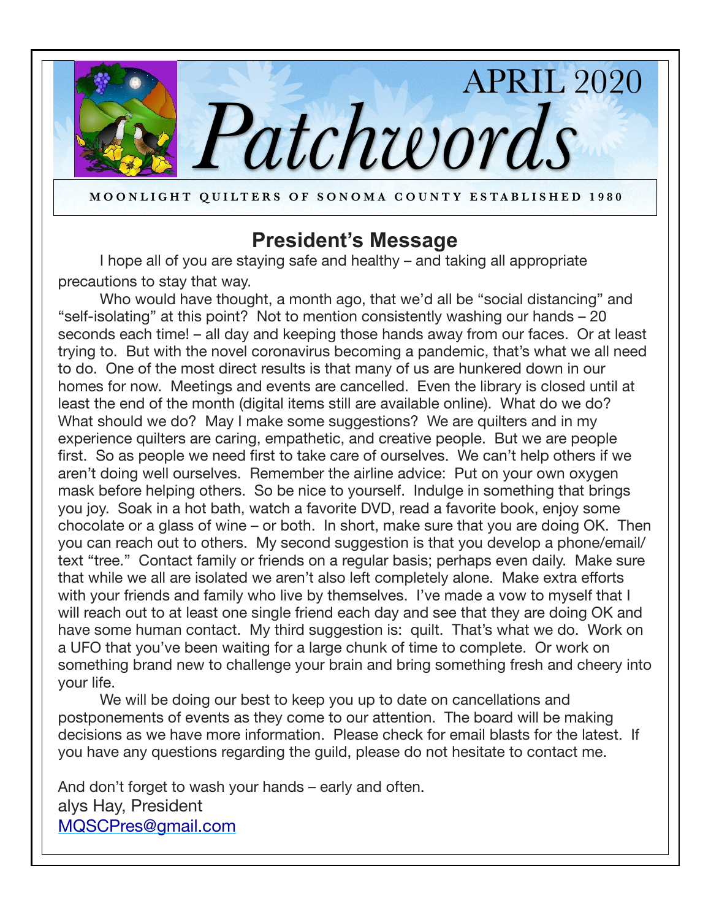# APRIL 2020

# *Patchwords*

**MOONLIGHT QUILTERS OF SONOMA COUNTY ESTABLISHED 1980**

## President's Message

I hope all of you are staying safe and healthy – and taking all appropriate precautions to stay that way.

Who would have thought, a month ago, that we'd all be "social distancing" and "self-isolating" at this point? Not to mention consistently washing our hands – 20 seconds each time! – all day and keeping those hands away from our faces. Or at least trying to. But with the novel coronavirus becoming a pandemic, that's what we all need to do. One of the most direct results is that many of us are hunkered down in our homes for now. Meetings and events are cancelled. Even the library is closed until at least the end of the month (digital items still are available online). What do we do? What should we do? May I make some suggestions? We are quilters and in my experience quilters are caring, empathetic, and creative people. But we are people first. So as people we need first to take care of ourselves. We can't help others if we aren't doing well ourselves. Remember the airline advice: Put on your own oxygen mask before helping others. So be nice to yourself. Indulge in something that brings you joy. Soak in a hot bath, watch a favorite DVD, read a favorite book, enjoy some chocolate or a glass of wine – or both. In short, make sure that you are doing OK. Then you can reach out to others. My second suggestion is that you develop a phone/email/text "tree." Contact family or friends on a regular basis; perhaps even daily. Make sure that while we all are isolated we aren't also left completely alone. Make extra efforts with your friends and family who live by themselves. I've made a vow to myself that I will reach out to at least one single friend each day and see that they are doing OK and have some human contact. My third suggestion is: quilt. That's what we do. Work on a UFO that you've been waiting for a large chunk of time to complete. Or work on something brand new to challenge your brain and bring something fresh and cheery into your life.

We will be doing our best to keep you up to date on cancellations and postponements of events as they come to our attention. The board will be making decisions as we have more information. Please check for email blasts for the latest. If you have any questions regarding the guild, please do not hesitate to contact me.

And don't forget to wash your hands – early and often.
alys Hay, President
MQSCPres@gmail.com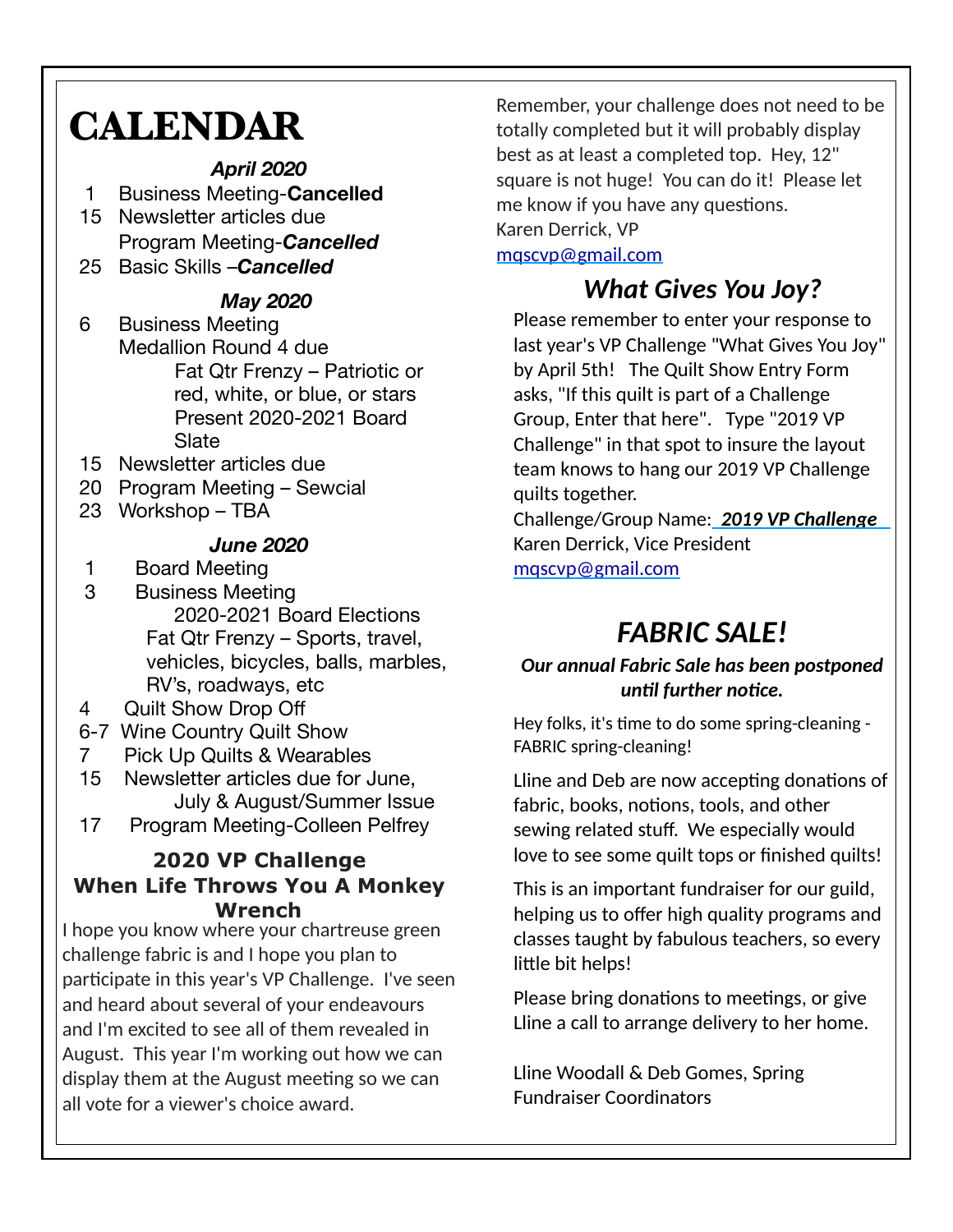# CALENDAR

***April 2020***

- 1 Business Meeting-**Cancelled**
- 15 Newsletter articles due
  Program Meeting-***Cancelled***
- 25 Basic Skills –***Cancelled***

***May 2020***

- 6 Business Meeting
  Medallion Round 4 due
  Fat Qtr Frenzy – Patriotic or red, white, or blue, or stars
  Present 2020-2021 Board Slate
- 15 Newsletter articles due
- 20 Program Meeting – Sewcial
- 23 Workshop – TBA

***June 2020***

- 1 Board Meeting
- 3 Business Meeting
  2020-2021 Board Elections
  Fat Qtr Frenzy – Sports, travel, vehicles, bicycles, balls, marbles, RV's, roadways, etc
- 4 Quilt Show Drop Off
- 6-7 Wine Country Quilt Show
- 7 Pick Up Quilts & Wearables
- 15 Newsletter articles due for June, July & August/Summer Issue
- 17 Program Meeting-Colleen Pelfrey

## 2020 VP Challenge
## When Life Throws You A Monkey Wrench

I hope you know where your chartreuse green challenge fabric is and I hope you plan to participate in this year's VP Challenge. I've seen and heard about several of your endeavours and I'm excited to see all of them revealed in August. This year I'm working out how we can display them at the August meeting so we can all vote for a viewer's choice award.

Remember, your challenge does not need to be totally completed but it will probably display best as at least a completed top. Hey, 12" square is not huge! You can do it! Please let me know if you have any questions.
Karen Derrick, VP
mqscvp@gmail.com

## *What Gives You Joy?*

Please remember to enter your response to last year's VP Challenge "What Gives You Joy" by April 5th! The Quilt Show Entry Form asks, "If this quilt is part of a Challenge Group, Enter that here". Type "2019 VP Challenge" in that spot to insure the layout team knows to hang our 2019 VP Challenge quilts together.
Challenge/Group Name: ***2019 VP Challenge***
Karen Derrick, Vice President
mqscvp@gmail.com

## *FABRIC SALE!*

***Our annual Fabric Sale has been postponed until further notice.***

Hey folks, it's time to do some spring-cleaning - FABRIC spring-cleaning!

Lline and Deb are now accepting donations of fabric, books, notions, tools, and other sewing related stuff. We especially would love to see some quilt tops or finished quilts!

This is an important fundraiser for our guild, helping us to offer high quality programs and classes taught by fabulous teachers, so every little bit helps!

Please bring donations to meetings, or give Lline a call to arrange delivery to her home.

Lline Woodall & Deb Gomes, Spring Fundraiser Coordinators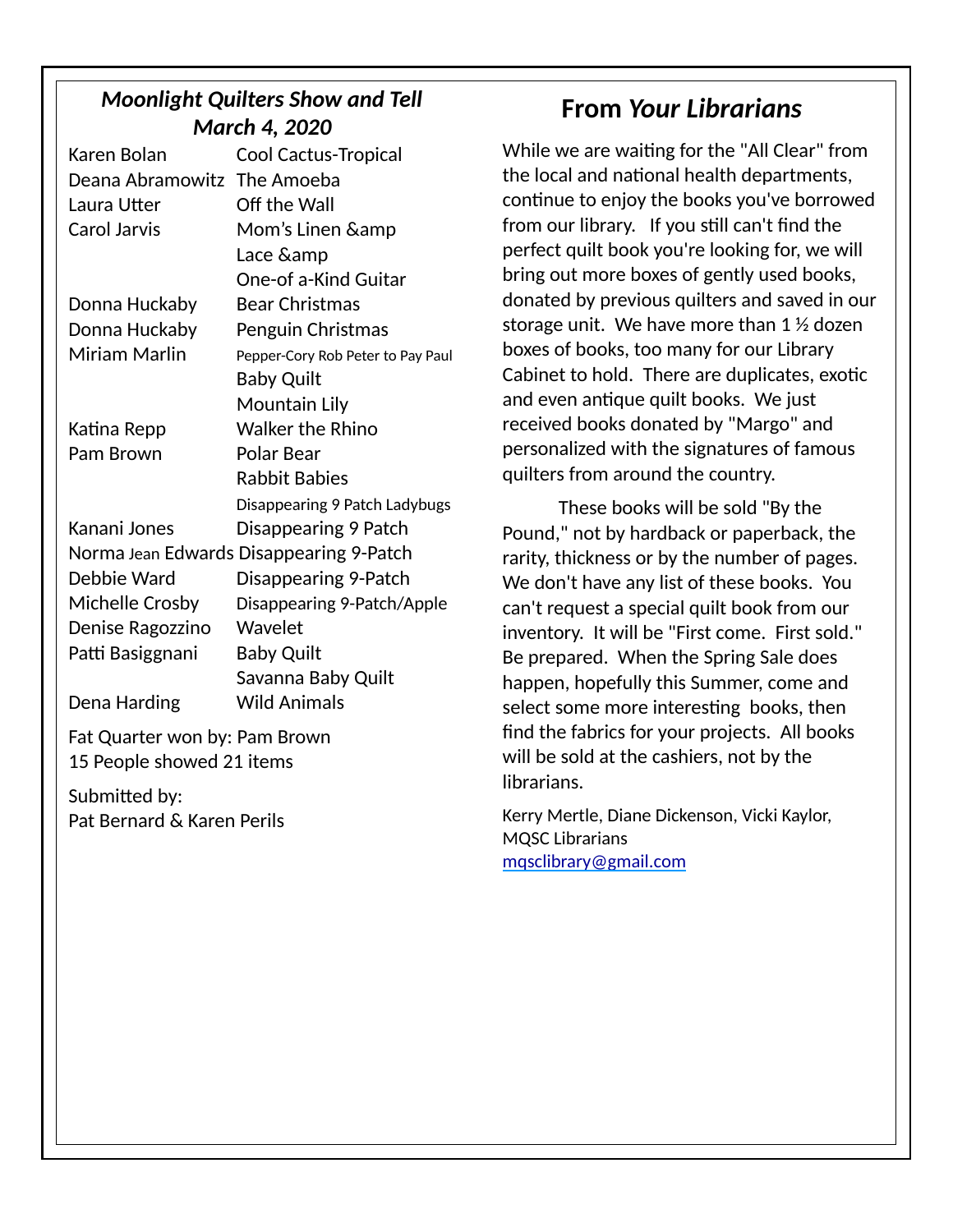## *Moonlight Quilters Show and Tell*
## *March 4, 2020*

| | |
|---|---|
| Karen Bolan | Cool Cactus-Tropical |
| Deana Abramowitz | The Amoeba |
| Laura Utter | Off the Wall |
| Carol Jarvis | Mom's Linen &amp |
| | Lace &amp |
| | One-of a-Kind Guitar |
| Donna Huckaby | Bear Christmas |
| Donna Huckaby | Penguin Christmas |
| Miriam Marlin | Pepper-Cory Rob Peter to Pay Paul |
| | Baby Quilt |
| | Mountain Lily |
| Katina Repp | Walker the Rhino |
| Pam Brown | Polar Bear |
| | Rabbit Babies |
| | Disappearing 9 Patch Ladybugs |
| Kanani Jones | Disappearing 9 Patch |
| Norma Jean Edwards | Disappearing 9-Patch |
| Debbie Ward | Disappearing 9-Patch |
| Michelle Crosby | Disappearing 9-Patch/Apple |
| Denise Ragozzino | Wavelet |
| Patti Basiggnani | Baby Quilt |
| | Savanna Baby Quilt |
| Dena Harding | Wild Animals |

Fat Quarter won by: Pam Brown
15 People showed 21 items

Submitted by:
Pat Bernard & Karen Perils

# From *Your Librarians*

While we are waiting for the "All Clear" from the local and national health departments, continue to enjoy the books you've borrowed from our library. If you still can't find the perfect quilt book you're looking for, we will bring out more boxes of gently used books, donated by previous quilters and saved in our storage unit. We have more than 1 ½ dozen boxes of books, too many for our Library Cabinet to hold. There are duplicates, exotic and even antique quilt books. We just received books donated by "Margo" and personalized with the signatures of famous quilters from around the country.

These books will be sold "By the Pound," not by hardback or paperback, the rarity, thickness or by the number of pages. We don't have any list of these books. You can't request a special quilt book from our inventory. It will be "First come. First sold." Be prepared. When the Spring Sale does happen, hopefully this Summer, come and select some more interesting books, then find the fabrics for your projects. All books will be sold at the cashiers, not by the librarians.

Kerry Mertle, Diane Dickenson, Vicki Kaylor,
MQSC Librarians
mqsclibrary@gmail.com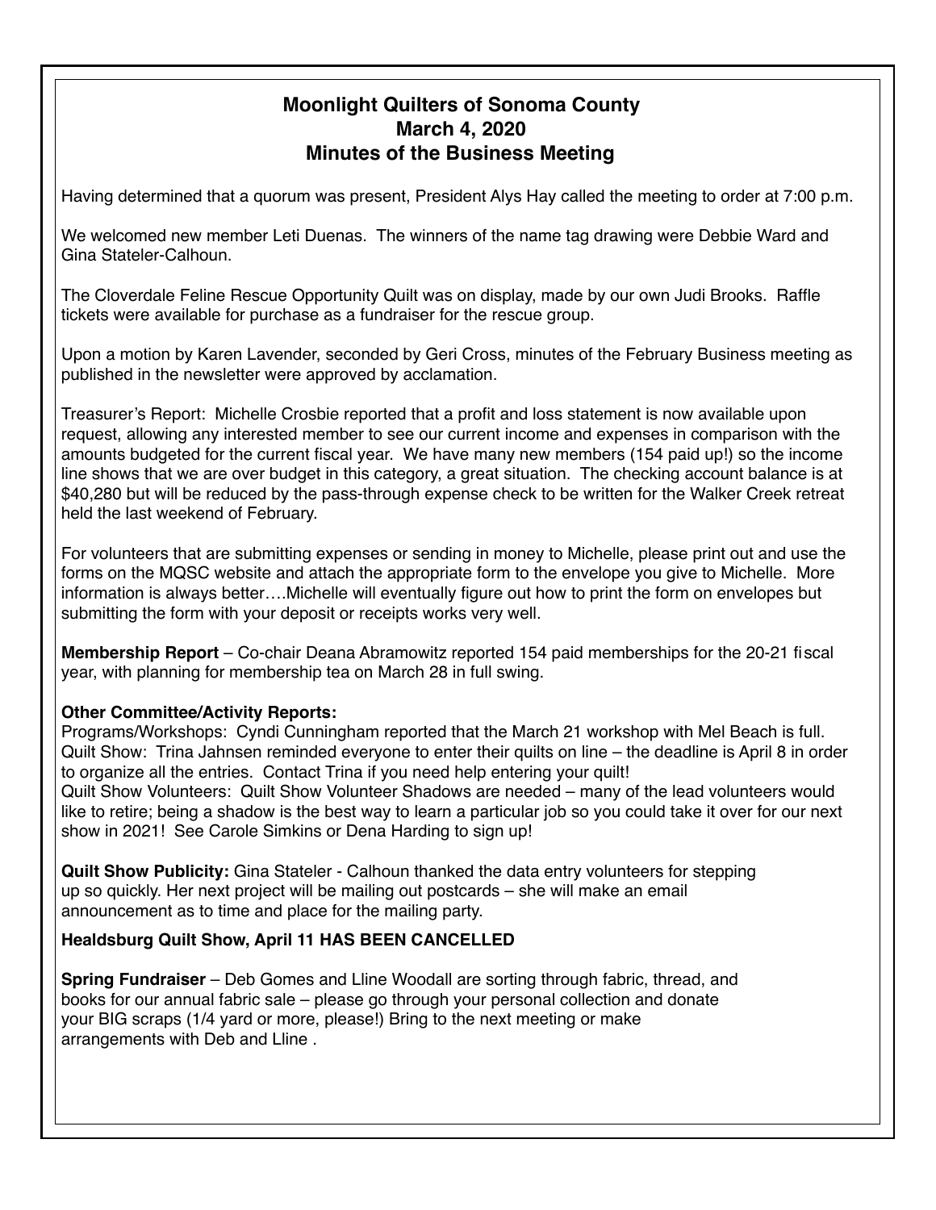# Moonlight Quilters of Sonoma County
## March 4, 2020
## Minutes of the Business Meeting

Having determined that a quorum was present, President Alys Hay called the meeting to order at 7:00 p.m.

We welcomed new member Leti Duenas. The winners of the name tag drawing were Debbie Ward and Gina Stateler-Calhoun.

The Cloverdale Feline Rescue Opportunity Quilt was on display, made by our own Judi Brooks. Raffle tickets were available for purchase as a fundraiser for the rescue group.

Upon a motion by Karen Lavender, seconded by Geri Cross, minutes of the February Business meeting as published in the newsletter were approved by acclamation.

Treasurer's Report: Michelle Crosbie reported that a profit and loss statement is now available upon request, allowing any interested member to see our current income and expenses in comparison with the amounts budgeted for the current fiscal year. We have many new members (154 paid up!) so the income line shows that we are over budget in this category, a great situation. The checking account balance is at $40,280 but will be reduced by the pass-through expense check to be written for the Walker Creek retreat held the last weekend of February.

For volunteers that are submitting expenses or sending in money to Michelle, please print out and use the forms on the MQSC website and attach the appropriate form to the envelope you give to Michelle. More information is always better….Michelle will eventually figure out how to print the form on envelopes but submitting the form with your deposit or receipts works very well.

**Membership Report** – Co-chair Deana Abramowitz reported 154 paid memberships for the 20-21 fiscal year, with planning for membership tea on March 28 in full swing.

**Other Committee/Activity Reports:**

Programs/Workshops: Cyndi Cunningham reported that the March 21 workshop with Mel Beach is full.

Quilt Show: Trina Jahnsen reminded everyone to enter their quilts on line – the deadline is April 8 in order to organize all the entries. Contact Trina if you need help entering your quilt!

Quilt Show Volunteers: Quilt Show Volunteer Shadows are needed – many of the lead volunteers would like to retire; being a shadow is the best way to learn a particular job so you could take it over for our next show in 2021! See Carole Simkins or Dena Harding to sign up!

**Quilt Show Publicity:** Gina Stateler - Calhoun thanked the data entry volunteers for stepping up so quickly. Her next project will be mailing out postcards – she will make an email announcement as to time and place for the mailing party.

**Healdsburg Quilt Show, April 11 HAS BEEN CANCELLED**

**Spring Fundraiser** – Deb Gomes and Lline Woodall are sorting through fabric, thread, and books for our annual fabric sale – please go through your personal collection and donate your BIG scraps (1/4 yard or more, please!) Bring to the next meeting or make arrangements with Deb and Lline .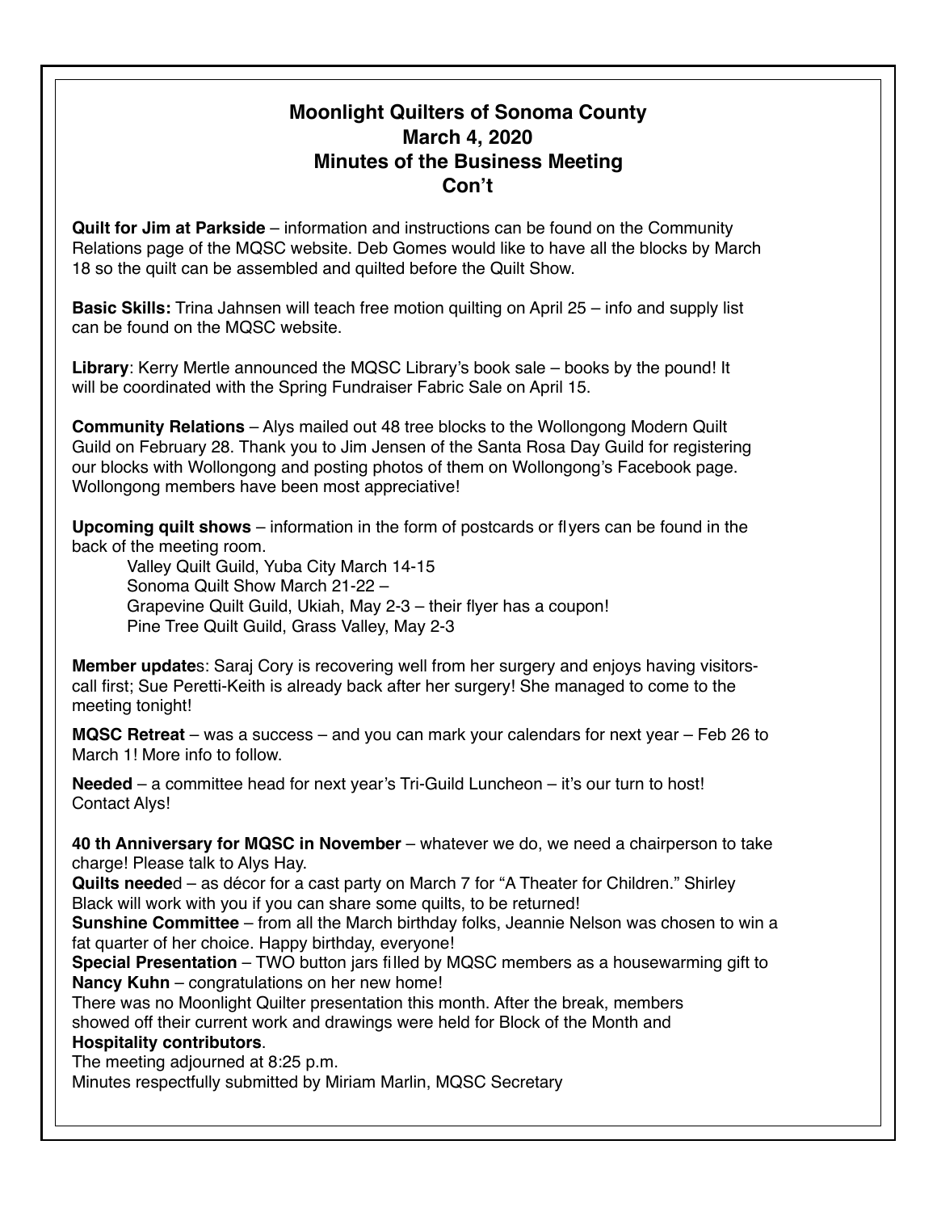# Moonlight Quilters of Sonoma County
## March 4, 2020
## Minutes of the Business Meeting
## Con't

**Quilt for Jim at Parkside** – information and instructions can be found on the Community Relations page of the MQSC website. Deb Gomes would like to have all the blocks by March 18 so the quilt can be assembled and quilted before the Quilt Show.

**Basic Skills:** Trina Jahnsen will teach free motion quilting on April 25 – info and supply list can be found on the MQSC website.

**Library**: Kerry Mertle announced the MQSC Library's book sale – books by the pound! It will be coordinated with the Spring Fundraiser Fabric Sale on April 15.

**Community Relations** – Alys mailed out 48 tree blocks to the Wollongong Modern Quilt Guild on February 28. Thank you to Jim Jensen of the Santa Rosa Day Guild for registering our blocks with Wollongong and posting photos of them on Wollongong's Facebook page. Wollongong members have been most appreciative!

**Upcoming quilt shows** – information in the form of postcards or flyers can be found in the back of the meeting room.

Valley Quilt Guild, Yuba City March 14-15
Sonoma Quilt Show March 21-22 –
Grapevine Quilt Guild, Ukiah, May 2-3 – their flyer has a coupon!
Pine Tree Quilt Guild, Grass Valley, May 2-3

**Member update**s: Saraj Cory is recovering well from her surgery and enjoys having visitors-call first; Sue Peretti-Keith is already back after her surgery! She managed to come to the meeting tonight!

**MQSC Retreat** – was a success – and you can mark your calendars for next year – Feb 26 to March 1! More info to follow.

**Needed** – a committee head for next year's Tri-Guild Luncheon – it's our turn to host! Contact Alys!

**40 th Anniversary for MQSC in November** – whatever we do, we need a chairperson to take charge! Please talk to Alys Hay.
**Quilts neede**d – as décor for a cast party on March 7 for "A Theater for Children." Shirley Black will work with you if you can share some quilts, to be returned!
**Sunshine Committee** – from all the March birthday folks, Jeannie Nelson was chosen to win a fat quarter of her choice. Happy birthday, everyone!
**Special Presentation** – TWO button jars filled by MQSC members as a housewarming gift to **Nancy Kuhn** – congratulations on her new home!
There was no Moonlight Quilter presentation this month. After the break, members showed off their current work and drawings were held for Block of the Month and **Hospitality contributors**.
The meeting adjourned at 8:25 p.m.
Minutes respectfully submitted by Miriam Marlin, MQSC Secretary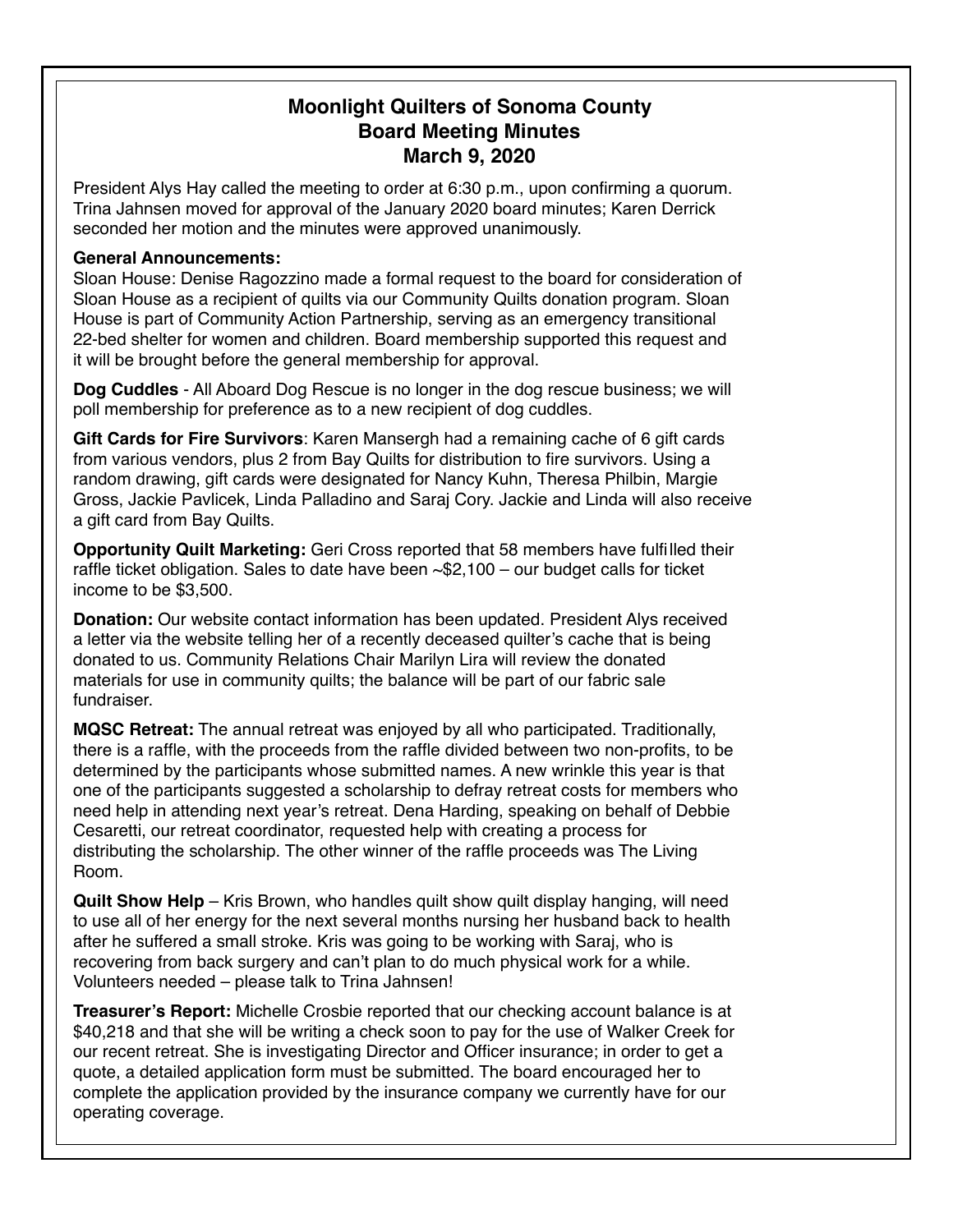# Moonlight Quilters of Sonoma County
## Board Meeting Minutes
## March 9, 2020

President Alys Hay called the meeting to order at 6:30 p.m., upon confirming a quorum. Trina Jahnsen moved for approval of the January 2020 board minutes; Karen Derrick seconded her motion and the minutes were approved unanimously.

**General Announcements:**

Sloan House: Denise Ragozzino made a formal request to the board for consideration of Sloan House as a recipient of quilts via our Community Quilts donation program. Sloan House is part of Community Action Partnership, serving as an emergency transitional 22-bed shelter for women and children. Board membership supported this request and it will be brought before the general membership for approval.

**Dog Cuddles** - All Aboard Dog Rescue is no longer in the dog rescue business; we will poll membership for preference as to a new recipient of dog cuddles.

**Gift Cards for Fire Survivors**: Karen Mansergh had a remaining cache of 6 gift cards from various vendors, plus 2 from Bay Quilts for distribution to fire survivors. Using a random drawing, gift cards were designated for Nancy Kuhn, Theresa Philbin, Margie Gross, Jackie Pavlicek, Linda Palladino and Saraj Cory. Jackie and Linda will also receive a gift card from Bay Quilts.

**Opportunity Quilt Marketing:** Geri Cross reported that 58 members have fulfilled their raffle ticket obligation. Sales to date have been ~$2,100 – our budget calls for ticket income to be $3,500.

**Donation:** Our website contact information has been updated. President Alys received a letter via the website telling her of a recently deceased quilter's cache that is being donated to us. Community Relations Chair Marilyn Lira will review the donated materials for use in community quilts; the balance will be part of our fabric sale fundraiser.

**MQSC Retreat:** The annual retreat was enjoyed by all who participated. Traditionally, there is a raffle, with the proceeds from the raffle divided between two non-profits, to be determined by the participants whose submitted names. A new wrinkle this year is that one of the participants suggested a scholarship to defray retreat costs for members who need help in attending next year's retreat. Dena Harding, speaking on behalf of Debbie Cesaretti, our retreat coordinator, requested help with creating a process for distributing the scholarship. The other winner of the raffle proceeds was The Living Room.

**Quilt Show Help** – Kris Brown, who handles quilt show quilt display hanging, will need to use all of her energy for the next several months nursing her husband back to health after he suffered a small stroke. Kris was going to be working with Saraj, who is recovering from back surgery and can't plan to do much physical work for a while. Volunteers needed – please talk to Trina Jahnsen!

**Treasurer's Report:** Michelle Crosbie reported that our checking account balance is at $40,218 and that she will be writing a check soon to pay for the use of Walker Creek for our recent retreat. She is investigating Director and Officer insurance; in order to get a quote, a detailed application form must be submitted. The board encouraged her to complete the application provided by the insurance company we currently have for our operating coverage.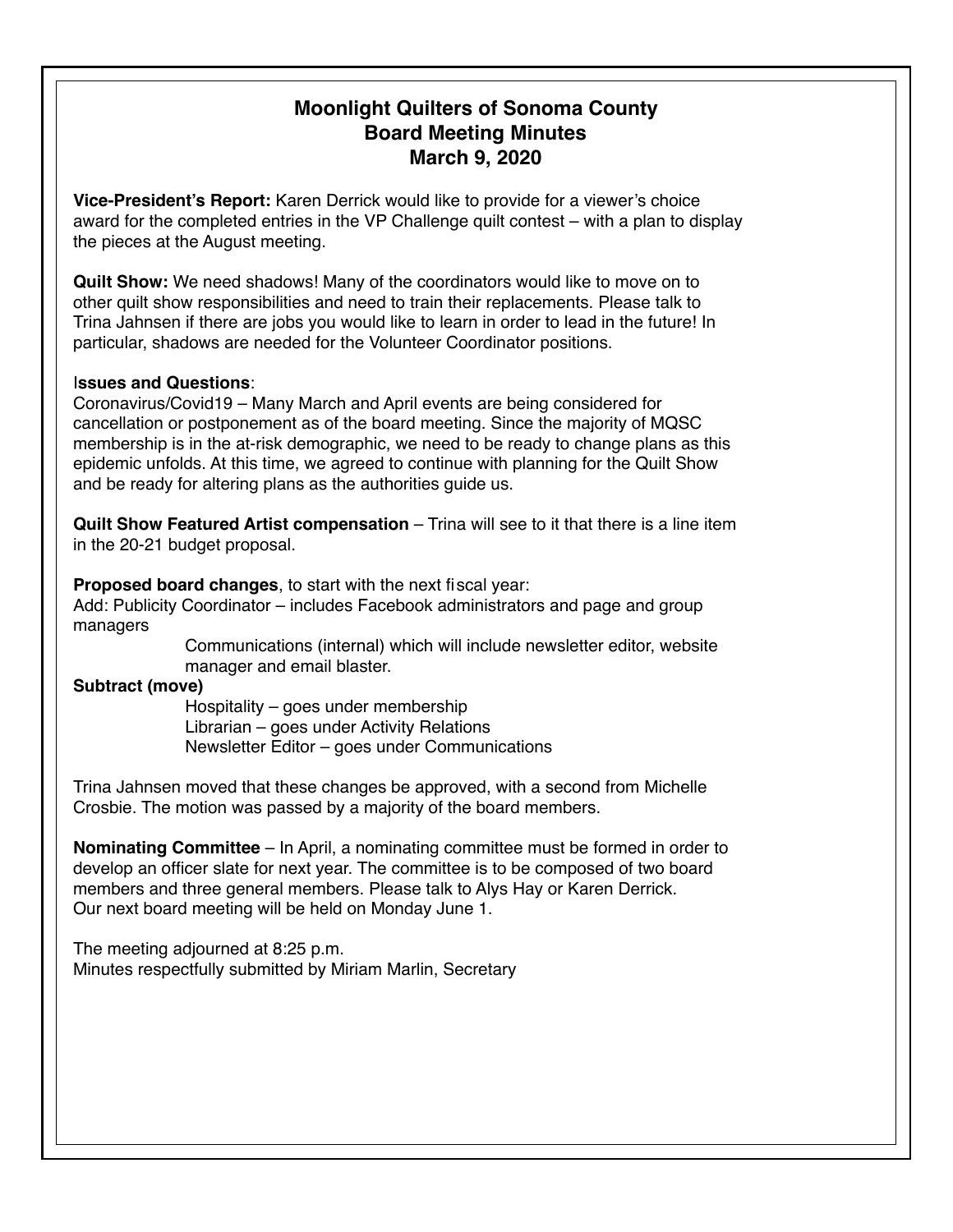# Moonlight Quilters of Sonoma County
## Board Meeting Minutes
## March 9, 2020

**Vice-President's Report:** Karen Derrick would like to provide for a viewer's choice award for the completed entries in the VP Challenge quilt contest – with a plan to display the pieces at the August meeting.

**Quilt Show:** We need shadows! Many of the coordinators would like to move on to other quilt show responsibilities and need to train their replacements. Please talk to Trina Jahnsen if there are jobs you would like to learn in order to lead in the future! In particular, shadows are needed for the Volunteer Coordinator positions.

**Issues and Questions**:
Coronavirus/Covid19 – Many March and April events are being considered for cancellation or postponement as of the board meeting. Since the majority of MQSC membership is in the at-risk demographic, we need to be ready to change plans as this epidemic unfolds. At this time, we agreed to continue with planning for the Quilt Show and be ready for altering plans as the authorities guide us.

**Quilt Show Featured Artist compensation** – Trina will see to it that there is a line item in the 20-21 budget proposal.

**Proposed board changes**, to start with the next fiscal year:
Add: Publicity Coordinator – includes Facebook administrators and page and group managers

Communications (internal) which will include newsletter editor, website manager and email blaster.

**Subtract (move)**

Hospitality – goes under membership
Librarian – goes under Activity Relations
Newsletter Editor – goes under Communications

Trina Jahnsen moved that these changes be approved, with a second from Michelle Crosbie. The motion was passed by a majority of the board members.

**Nominating Committee** – In April, a nominating committee must be formed in order to develop an officer slate for next year. The committee is to be composed of two board members and three general members. Please talk to Alys Hay or Karen Derrick.
Our next board meeting will be held on Monday June 1.

The meeting adjourned at 8:25 p.m.
Minutes respectfully submitted by Miriam Marlin, Secretary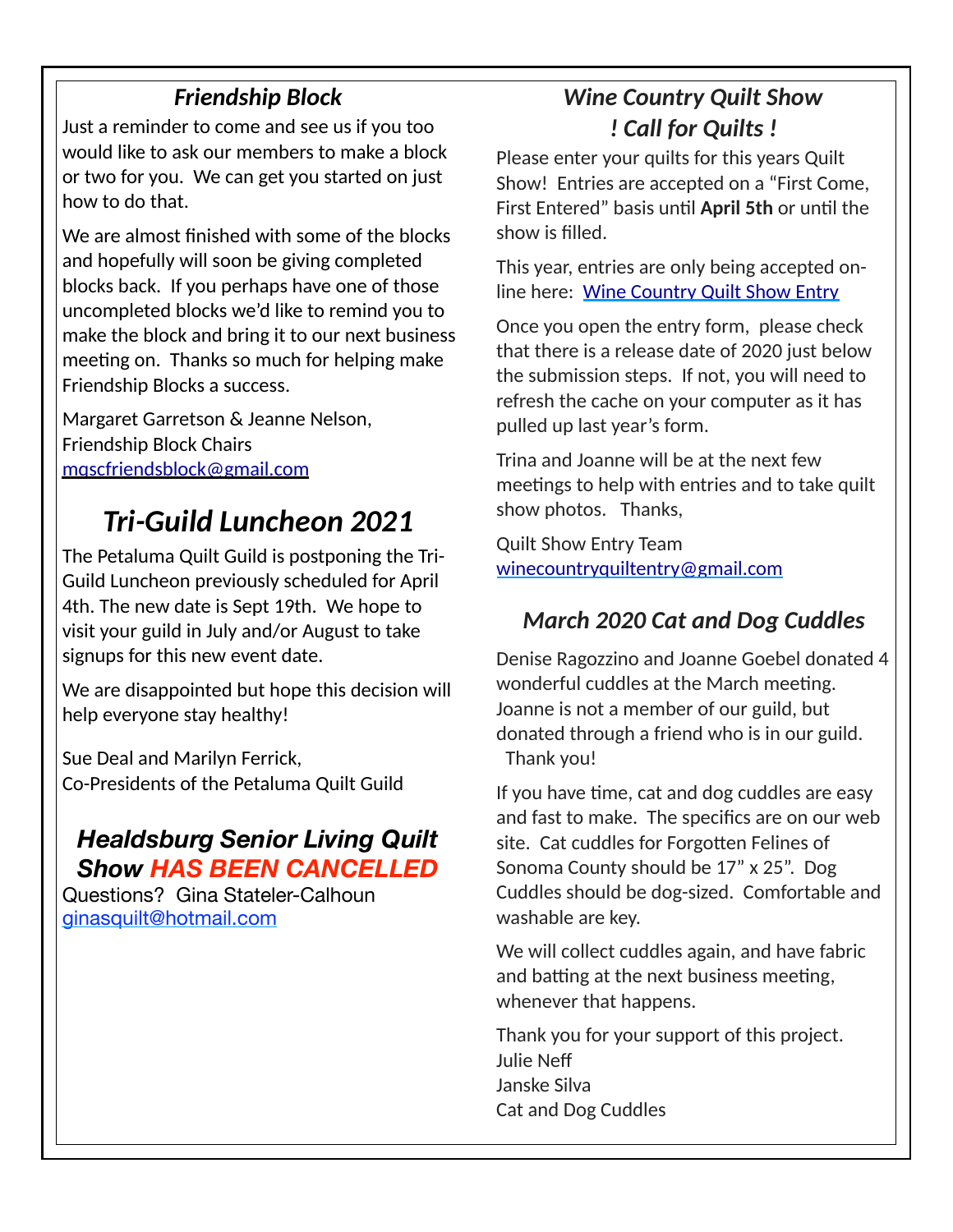### *Friendship Block*

Just a reminder to come and see us if you too would like to ask our members to make a block or two for you. We can get you started on just how to do that.

We are almost finished with some of the blocks and hopefully will soon be giving completed blocks back. If you perhaps have one of those uncompleted blocks we'd like to remind you to make the block and bring it to our next business meeting on. Thanks so much for helping make Friendship Blocks a success.

Margaret Garretson & Jeanne Nelson,
Friendship Block Chairs
mqscfriendsblock@gmail.com

## *Tri-Guild Luncheon 2021*

The Petaluma Quilt Guild is postponing the Tri-Guild Luncheon previously scheduled for April 4th. The new date is Sept 19th. We hope to visit your guild in July and/or August to take signups for this new event date.

We are disappointed but hope this decision will help everyone stay healthy!

Sue Deal and Marilyn Ferrick,
Co-Presidents of the Petaluma Quilt Guild

### *Healdsburg Senior Living Quilt Show HAS BEEN CANCELLED*

Questions? Gina Stateler-Calhoun
ginasquilt@hotmail.com

### *Wine Country Quilt Show ! Call for Quilts !*

Please enter your quilts for this years Quilt Show! Entries are accepted on a "First Come, First Entered" basis until **April 5th** or until the show is filled.

This year, entries are only being accepted on-line here: Wine Country Quilt Show Entry

Once you open the entry form, please check that there is a release date of 2020 just below the submission steps. If not, you will need to refresh the cache on your computer as it has pulled up last year's form.

Trina and Joanne will be at the next few meetings to help with entries and to take quilt show photos. Thanks,

Quilt Show Entry Team
winecountryquiltentry@gmail.com

### *March 2020 Cat and Dog Cuddles*

Denise Ragozzino and Joanne Goebel donated 4 wonderful cuddles at the March meeting. Joanne is not a member of our guild, but donated through a friend who is in our guild. Thank you!

If you have time, cat and dog cuddles are easy and fast to make. The specifics are on our web site. Cat cuddles for Forgotten Felines of Sonoma County should be 17" x 25". Dog Cuddles should be dog-sized. Comfortable and washable are key.

We will collect cuddles again, and have fabric and batting at the next business meeting, whenever that happens.

Thank you for your support of this project.
Julie Neff
Janske Silva
Cat and Dog Cuddles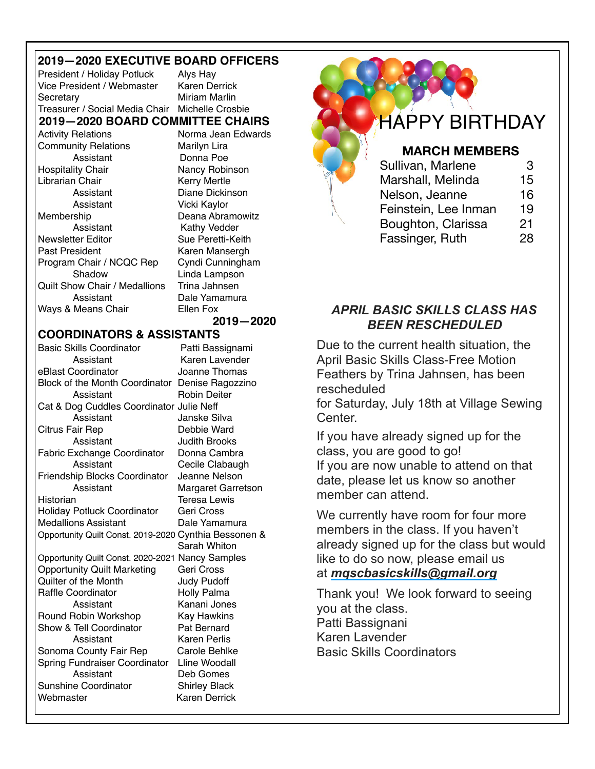## 2019—2020 EXECUTIVE BOARD OFFICERS

| | |
|---|---|
| President / Holiday Potluck | Alys Hay |
| Vice President / Webmaster | Karen Derrick |
| Secretary | Miriam Marlin |
| Treasurer / Social Media Chair | Michelle Crosbie |

## 2019—2020 BOARD COMMITTEE CHAIRS

| | |
|---|---|
| Activity Relations | Norma Jean Edwards |
| Community Relations | Marilyn Lira |
| Assistant | Donna Poe |
| Hospitality Chair | Nancy Robinson |
| Librarian Chair | Kerry Mertle |
| Assistant | Diane Dickinson |
| Assistant | Vicki Kaylor |
| Membership | Deana Abramowitz |
| Assistant | Kathy Vedder |
| Newsletter Editor | Sue Peretti-Keith |
| Past President | Karen Mansergh |
| Program Chair / NCQC Rep | Cyndi Cunningham |
| Shadow | Linda Lampson |
| Quilt Show Chair / Medallions | Trina Jahnsen |
| Assistant | Dale Yamamura |
| Ways & Means Chair | Ellen Fox |

## 2019—2020 COORDINATORS & ASSISTANTS

| | |
|---|---|
| Basic Skills Coordinator | Patti Bassignami |
| Assistant | Karen Lavender |
| eBlast Coordinator | Joanne Thomas |
| Block of the Month Coordinator | Denise Ragozzino |
| Assistant | Robin Deiter |
| Cat & Dog Cuddles Coordinator | Julie Neff |
| Assistant | Janske Silva |
| Citrus Fair Rep | Debbie Ward |
| Assistant | Judith Brooks |
| Fabric Exchange Coordinator | Donna Cambra |
| Assistant | Cecile Clabaugh |
| Friendship Blocks Coordinator | Jeanne Nelson |
| Assistant | Margaret Garretson |
| Historian | Teresa Lewis |
| Holiday Potluck Coordinator | Geri Cross |
| Medallions Assistant | Dale Yamamura |
| Opportunity Quilt Const. 2019-2020 | Cynthia Bessonen & Sarah Whiton |
| Opportunity Quilt Const. 2020-2021 | Nancy Samples |
| Opportunity Quilt Marketing | Geri Cross |
| Quilter of the Month | Judy Pudoff |
| Raffle Coordinator | Holly Palma |
| Assistant | Kanani Jones |
| Round Robin Workshop | Kay Hawkins |
| Show & Tell Coordinator | Pat Bernard |
| Assistant | Karen Perlis |
| Sonoma County Fair Rep | Carole Behlke |
| Spring Fundraiser Coordinator | Lline Woodall |
| Assistant | Deb Gomes |
| Sunshine Coordinator | Shirley Black |
| Webmaster | Karen Derrick |

# HAPPY BIRTHDAY

### MARCH MEMBERS

| | |
|---|---|
| Sullivan, Marlene | 3 |
| Marshall, Melinda | 15 |
| Nelson, Jeanne | 16 |
| Feinstein, Lee Inman | 19 |
| Boughton, Clarissa | 21 |
| Fassinger, Ruth | 28 |

### *APRIL BASIC SKILLS CLASS HAS BEEN RESCHEDULED*

Due to the current health situation, the April Basic Skills Class-Free Motion Feathers by Trina Jahnsen, has been rescheduled
for Saturday, July 18th at Village Sewing Center.

If you have already signed up for the class, you are good to go!
If you are now unable to attend on that date, please let us know so another member can attend.

We currently have room for four more members in the class. If you haven't already signed up for the class but would like to do so now, please email us at ***mqscbasicskills@gmail.org***

Thank you! We look forward to seeing you at the class.
Patti Bassignani
Karen Lavender
Basic Skills Coordinators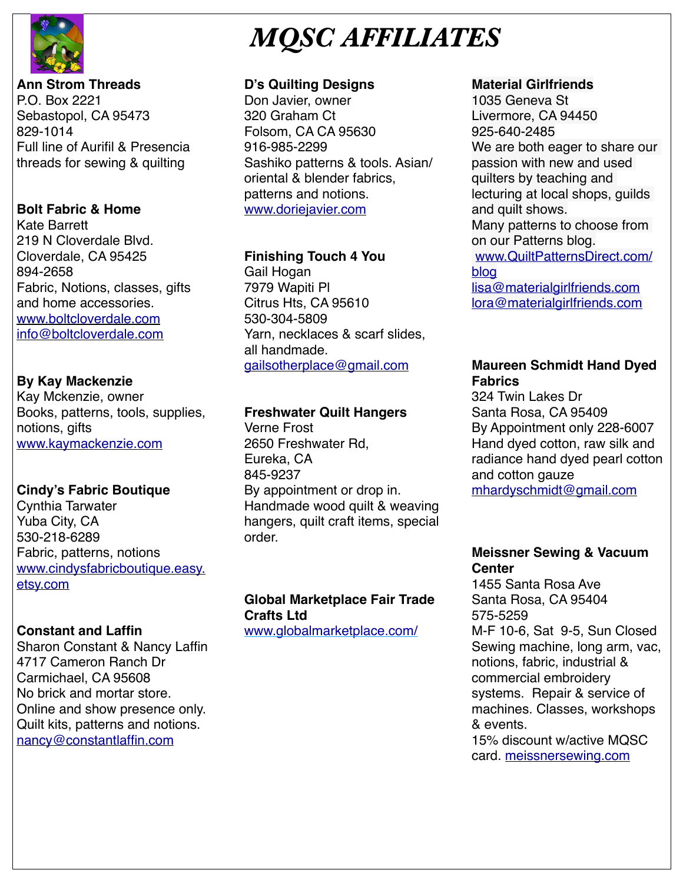# *MQSC AFFILIATES*

**Ann Strom Threads**
P.O. Box 2221
Sebastopol, CA 95473
829-1014
Full line of Aurifil & Presencia threads for sewing & quilting

**Bolt Fabric & Home**
Kate Barrett
219 N Cloverdale Blvd.
Cloverdale, CA 95425
894-2658
Fabric, Notions, classes, gifts and home accessories.
www.boltcloverdale.com
info@boltcloverdale.com

**By Kay Mackenzie**
Kay Mckenzie, owner
Books, patterns, tools, supplies, notions, gifts
www.kaymackenzie.com

**Cindy's Fabric Boutique**
Cynthia Tarwater
Yuba City, CA
530-218-6289
Fabric, patterns, notions
www.cindysfabricboutique.easy.etsy.com

**Constant and Laffin**
Sharon Constant & Nancy Laffin
4717 Cameron Ranch Dr
Carmichael, CA 95608
No brick and mortar store. Online and show presence only. Quilt kits, patterns and notions.
nancy@constantlaffin.com

**D's Quilting Designs**
Don Javier, owner
320 Graham Ct
Folsom, CA CA 95630
916-985-2299
Sashiko patterns & tools. Asian/ oriental & blender fabrics, patterns and notions.
www.doriejavier.com

**Finishing Touch 4 You**
Gail Hogan
7979 Wapiti Pl
Citrus Hts, CA 95610
530-304-5809
Yarn, necklaces & scarf slides, all handmade.
gailsotherplace@gmail.com

**Freshwater Quilt Hangers**
Verne Frost
2650 Freshwater Rd,
Eureka, CA
845-9237
By appointment or drop in. Handmade wood quilt & weaving hangers, quilt craft items, special order.

**Global Marketplace Fair Trade Crafts Ltd**
www.globalmarketplace.com/

**Material Girlfriends**
1035 Geneva St
Livermore, CA 94450
925-640-2485
We are both eager to share our passion with new and used quilters by teaching and lecturing at local shops, guilds and quilt shows.
Many patterns to choose from on our Patterns blog.
www.QuiltPatternsDirect.com/blog
lisa@materialgirlfriends.com
lora@materialgirlfriends.com

**Maureen Schmidt Hand Dyed Fabrics**
324 Twin Lakes Dr
Santa Rosa, CA 95409
By Appointment only 228-6007
Hand dyed cotton, raw silk and radiance hand dyed pearl cotton and cotton gauze
mhardyschmidt@gmail.com

**Meissner Sewing & Vacuum Center**
1455 Santa Rosa Ave
Santa Rosa, CA 95404
575-5259
M-F 10-6, Sat 9-5, Sun Closed
Sewing machine, long arm, vac, notions, fabric, industrial & commercial embroidery systems. Repair & service of machines. Classes, workshops & events.
15% discount w/active MQSC card. meissnersewing.com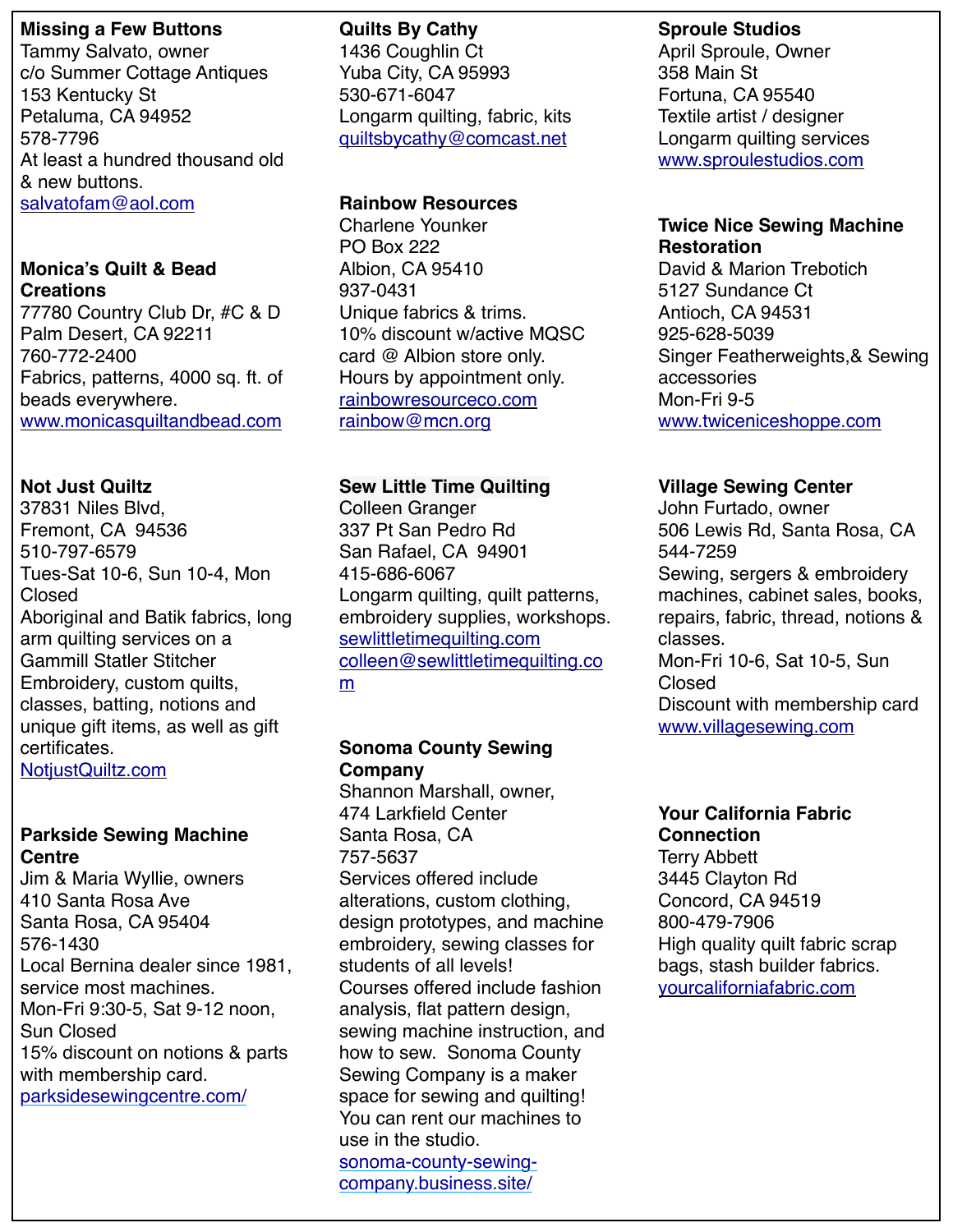**Missing a Few Buttons**
Tammy Salvato, owner
c/o Summer Cottage Antiques
153 Kentucky St
Petaluma, CA 94952
578-7796
At least a hundred thousand old & new buttons.
salvatofam@aol.com

**Monica's Quilt & Bead Creations**
77780 Country Club Dr, #C & D
Palm Desert, CA 92211
760-772-2400
Fabrics, patterns, 4000 sq. ft. of beads everywhere.
www.monicasquiltandbead.com

**Not Just Quiltz**
37831 Niles Blvd,
Fremont, CA 94536
510-797-6579
Tues-Sat 10-6, Sun 10-4, Mon Closed
Aboriginal and Batik fabrics, long arm quilting services on a Gammill Statler Stitcher
Embroidery, custom quilts, classes, batting, notions and unique gift items, as well as gift certificates.
NotjustQuiltz.com

**Parkside Sewing Machine Centre**
Jim & Maria Wyllie, owners
410 Santa Rosa Ave
Santa Rosa, CA 95404
576-1430
Local Bernina dealer since 1981, service most machines.
Mon-Fri 9:30-5, Sat 9-12 noon, Sun Closed
15% discount on notions & parts with membership card.
parksidesewingcentre.com/

**Quilts By Cathy**
1436 Coughlin Ct
Yuba City, CA 95993
530-671-6047
Longarm quilting, fabric, kits
quiltsbycathy@comcast.net

**Rainbow Resources**
Charlene Younker
PO Box 222
Albion, CA 95410
937-0431
Unique fabrics & trims.
10% discount w/active MQSC card @ Albion store only.
Hours by appointment only.
rainbowresourceco.com
rainbow@mcn.org

**Sew Little Time Quilting**
Colleen Granger
337 Pt San Pedro Rd
San Rafael, CA 94901
415-686-6067
Longarm quilting, quilt patterns, embroidery supplies, workshops.
sewlittletimequilting.com
colleen@sewlittletimequilting.com

**Sonoma County Sewing Company**
Shannon Marshall, owner,
474 Larkfield Center
Santa Rosa, CA
757-5637
Services offered include alterations, custom clothing, design prototypes, and machine embroidery, sewing classes for students of all levels!
Courses offered include fashion analysis, flat pattern design, sewing machine instruction, and how to sew. Sonoma County Sewing Company is a maker space for sewing and quilting! You can rent our machines to use in the studio.
sonoma-county-sewing-company.business.site/

**Sproule Studios**
April Sproule, Owner
358 Main St
Fortuna, CA 95540
Textile artist / designer
Longarm quilting services
www.sproulestudios.com

**Twice Nice Sewing Machine Restoration**
David & Marion Trebotich
5127 Sundance Ct
Antioch, CA 94531
925-628-5039
Singer Featherweights,& Sewing accessories
Mon-Fri 9-5
www.twiceniceshoppe.com

**Village Sewing Center**
John Furtado, owner
506 Lewis Rd, Santa Rosa, CA
544-7259
Sewing, sergers & embroidery machines, cabinet sales, books, repairs, fabric, thread, notions & classes.
Mon-Fri 10-6, Sat 10-5, Sun Closed
Discount with membership card
www.villagesewing.com

**Your California Fabric Connection**
Terry Abbett
3445 Clayton Rd
Concord, CA 94519
800-479-7906
High quality quilt fabric scrap bags, stash builder fabrics.
yourcaliforniafabric.com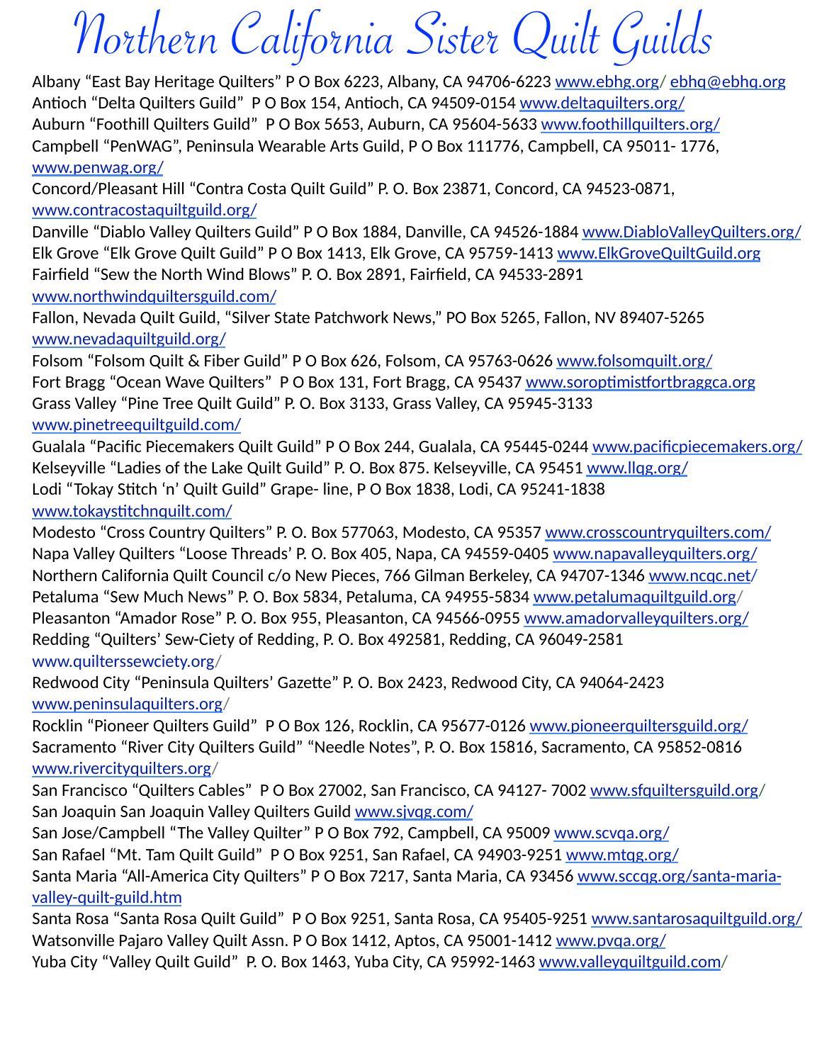# Northern California Sister Quilt Guilds

Albany “East Bay Heritage Quilters” P O Box 6223, Albany, CA 94706-6223 www.ebhg.org/ ebhq@ebhq.org

Antioch “Delta Quilters Guild” P O Box 154, Antioch, CA 94509-0154 www.deltaquilters.org/

Auburn “Foothill Quilters Guild” P O Box 5653, Auburn, CA 95604-5633 www.foothillquilters.org/

Campbell “PenWAG”, Peninsula Wearable Arts Guild, P O Box 111776, Campbell, CA 95011- 1776, www.penwag.org/

Concord/Pleasant Hill “Contra Costa Quilt Guild” P. O. Box 23871, Concord, CA 94523-0871, www.contracostaquiltguild.org/

Danville “Diablo Valley Quilters Guild” P O Box 1884, Danville, CA 94526-1884 www.DiabloValleyQuilters.org/

Elk Grove “Elk Grove Quilt Guild” P O Box 1413, Elk Grove, CA 95759-1413 www.ElkGroveQuiltGuild.org

Fairfield “Sew the North Wind Blows” P. O. Box 2891, Fairfield, CA 94533-2891 www.northwindquiltersguild.com/

Fallon, Nevada Quilt Guild, “Silver State Patchwork News,” PO Box 5265, Fallon, NV 89407-5265 www.nevadaquiltguild.org/

Folsom “Folsom Quilt & Fiber Guild” P O Box 626, Folsom, CA 95763-0626 www.folsomquilt.org/

Fort Bragg “Ocean Wave Quilters” P O Box 131, Fort Bragg, CA 95437 www.soroptimistfortbraggca.org

Grass Valley “Pine Tree Quilt Guild” P. O. Box 3133, Grass Valley, CA 95945-3133 www.pinetreequiltguild.com/

Gualala “Pacific Piecemakers Quilt Guild” P O Box 244, Gualala, CA 95445-0244 www.pacificpiecemakers.org/

Kelseyville “Ladies of the Lake Quilt Guild” P. O. Box 875. Kelseyville, CA 95451 www.llqg.org/

Lodi “Tokay Stitch ‘n’ Quilt Guild” Grape- line, P O Box 1838, Lodi, CA 95241-1838 www.tokaystitchnquilt.com/

Modesto “Cross Country Quilters” P. O. Box 577063, Modesto, CA 95357 www.crosscountryquilters.com/

Napa Valley Quilters “Loose Threads’ P. O. Box 405, Napa, CA 94559-0405 www.napavalleyquilters.org/

Northern California Quilt Council c/o New Pieces, 766 Gilman Berkeley, CA 94707-1346 www.ncqc.net/

Petaluma “Sew Much News” P. O. Box 5834, Petaluma, CA 94955-5834 www.petalumaquiltguild.org/

Pleasanton “Amador Rose” P. O. Box 955, Pleasanton, CA 94566-0955 www.amadorvalleyquilters.org/

Redding “Quilters’ Sew-Ciety of Redding, P. O. Box 492581, Redding, CA 96049-2581 www.quilterssewciety.org/

Redwood City “Peninsula Quilters’ Gazette” P. O. Box 2423, Redwood City, CA 94064-2423 www.peninsulaquilters.org/

Rocklin “Pioneer Quilters Guild” P O Box 126, Rocklin, CA 95677-0126 www.pioneerquiltersguild.org/

Sacramento “River City Quilters Guild” “Needle Notes”, P. O. Box 15816, Sacramento, CA 95852-0816 www.rivercityquilters.org/

San Francisco “Quilters Cables” P O Box 27002, San Francisco, CA 94127- 7002 www.sfquiltersguild.org/

San Joaquin San Joaquin Valley Quilters Guild www.sjvqg.com/

San Jose/Campbell “The Valley Quilter” P O Box 792, Campbell, CA 95009 www.scvqa.org/

San Rafael “Mt. Tam Quilt Guild” P O Box 9251, San Rafael, CA 94903-9251 www.mtqg.org/

Santa Maria “All-America City Quilters” P O Box 7217, Santa Maria, CA 93456 www.sccqg.org/santa-maria-valley-quilt-guild.htm

Santa Rosa “Santa Rosa Quilt Guild” P O Box 9251, Santa Rosa, CA 95405-9251 www.santarosaquiltguild.org/

Watsonville Pajaro Valley Quilt Assn. P O Box 1412, Aptos, CA 95001-1412 www.pvqa.org/

Yuba City “Valley Quilt Guild” P. O. Box 1463, Yuba City, CA 95992-1463 www.valleyquiltguild.com/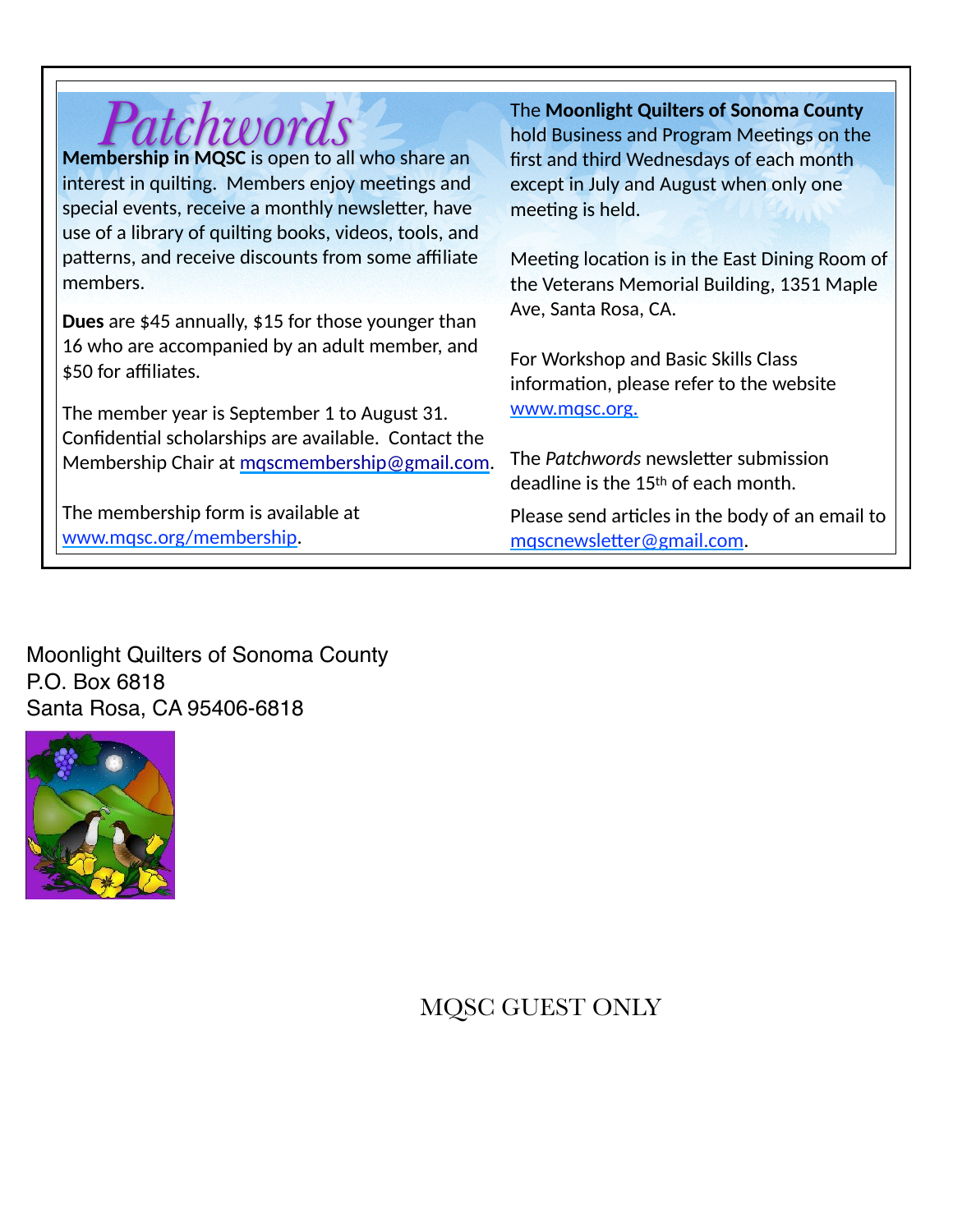# Patchwords

**Membership in MQSC** is open to all who share an interest in quilting. Members enjoy meetings and special events, receive a monthly newsletter, have use of a library of quilting books, videos, tools, and patterns, and receive discounts from some affiliate members.

**Dues** are $45 annually, $15 for those younger than 16 who are accompanied by an adult member, and $50 for affiliates.

The member year is September 1 to August 31. Confidential scholarships are available. Contact the Membership Chair at mqscmembership@gmail.com.

The membership form is available at www.mqsc.org/membership.

The **Moonlight Quilters of Sonoma County** hold Business and Program Meetings on the first and third Wednesdays of each month except in July and August when only one meeting is held.

Meeting location is in the East Dining Room of the Veterans Memorial Building, 1351 Maple Ave, Santa Rosa, CA.

For Workshop and Basic Skills Class information, please refer to the website www.mqsc.org.

The *Patchwords* newsletter submission deadline is the 15th of each month.

Please send articles in the body of an email to mqscnewsletter@gmail.com.

Moonlight Quilters of Sonoma County
P.O. Box 6818
Santa Rosa, CA 95406-6818

MQSC GUEST ONLY